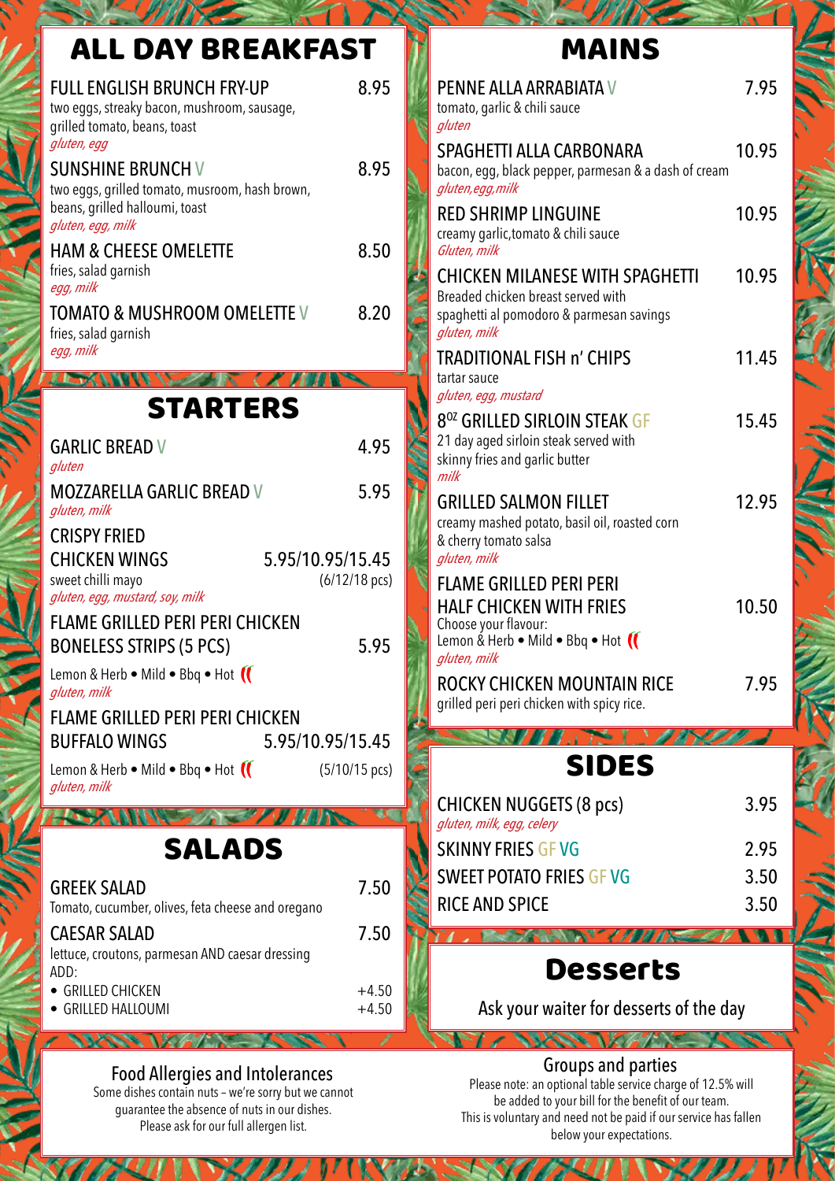# ALL DAY BREAKFAST

**FULL ENGLISH BRUNCH FRY-UP** — 8.95
two eggs, streaky bacon, mushroom, sausage, grilled tomato, beans, toast
*gluten, egg*

**SUNSHINE BRUNCH** V — 8.95
two eggs, grilled tomato, musroom, hash brown, beans, grilled halloumi, toast
*gluten, egg, milk*

**HAM & CHEESE OMELETTE** — 8.50
fries, salad garnish
*egg, milk*

**TOMATO & MUSHROOM OMELETTE** V — 8.20
fries, salad garnish
*egg, milk*

# STARTERS

**GARLIC BREAD** V — 4.95
*gluten*

**MOZZARELLA GARLIC BREAD** V — 5.95
*gluten, milk*

**CRISPY FRIED CHICKEN WINGS** — 5.95/10.95/15.45 (6/12/18 pcs)
sweet chilli mayo
*gluten, egg, mustard, soy, milk*

**FLAME GRILLED PERI PERI CHICKEN BONELESS STRIPS (5 PCS)** — 5.95
Lemon & Herb • Mild • Bbq • Hot
*gluten, milk*

**FLAME GRILLED PERI PERI CHICKEN BUFFALO WINGS** — 5.95/10.95/15.45 (5/10/15 pcs)
Lemon & Herb • Mild • Bbq • Hot
*gluten, milk*

# SALADS

**GREEK SALAD** — 7.50
Tomato, cucumber, olives, feta cheese and oregano

**CAESAR SALAD** — 7.50
lettuce, croutons, parmesan AND caesar dressing
ADD:
- GRILLED CHICKEN — +4.50
- GRILLED HALLOUMI — +4.50

## Food Allergies and Intolerances

Some dishes contain nuts – we're sorry but we cannot guarantee the absence of nuts in our dishes. Please ask for our full allergen list.

# MAINS

**PENNE ALLA ARRABIATA** V — 7.95
tomato, garlic & chili sauce
*gluten*

**SPAGHETTI ALLA CARBONARA** — 10.95
bacon, egg, black pepper, parmesan & a dash of cream
*gluten,egg,milk*

**RED SHRIMP LINGUINE** — 10.95
creamy garlic,tomato & chili sauce
*Gluten, milk*

**CHICKEN MILANESE WITH SPAGHETTI** — 10.95
Breaded chicken breast served with spaghetti al pomodoro & parmesan savings
*gluten, milk*

**TRADITIONAL FISH n' CHIPS** — 11.45
tartar sauce
*gluten, egg, mustard*

**8OZ GRILLED SIRLOIN STEAK** GF — 15.45
21 day aged sirloin steak served with skinny fries and garlic butter
*milk*

**GRILLED SALMON FILLET** — 12.95
creamy mashed potato, basil oil, roasted corn & cherry tomato salsa
*gluten, milk*

**FLAME GRILLED PERI PERI HALF CHICKEN WITH FRIES** — 10.50
Choose your flavour:
Lemon & Herb • Mild • Bbq • Hot
*gluten, milk*

**ROCKY CHICKEN MOUNTAIN RICE** — 7.95
grilled peri peri chicken with spicy rice.

# SIDES

**CHICKEN NUGGETS (8 pcs)** — 3.95
*gluten, milk, egg, celery*

**SKINNY FRIES** GF VG — 2.95

**SWEET POTATO FRIES** GF VG — 3.50

**RICE AND SPICE** — 3.50

# Desserts

Ask your waiter for desserts of the day

## Groups and parties

Please note: an optional table service charge of 12.5% will be added to your bill for the benefit of our team. This is voluntary and need not be paid if our service has fallen below your expectations.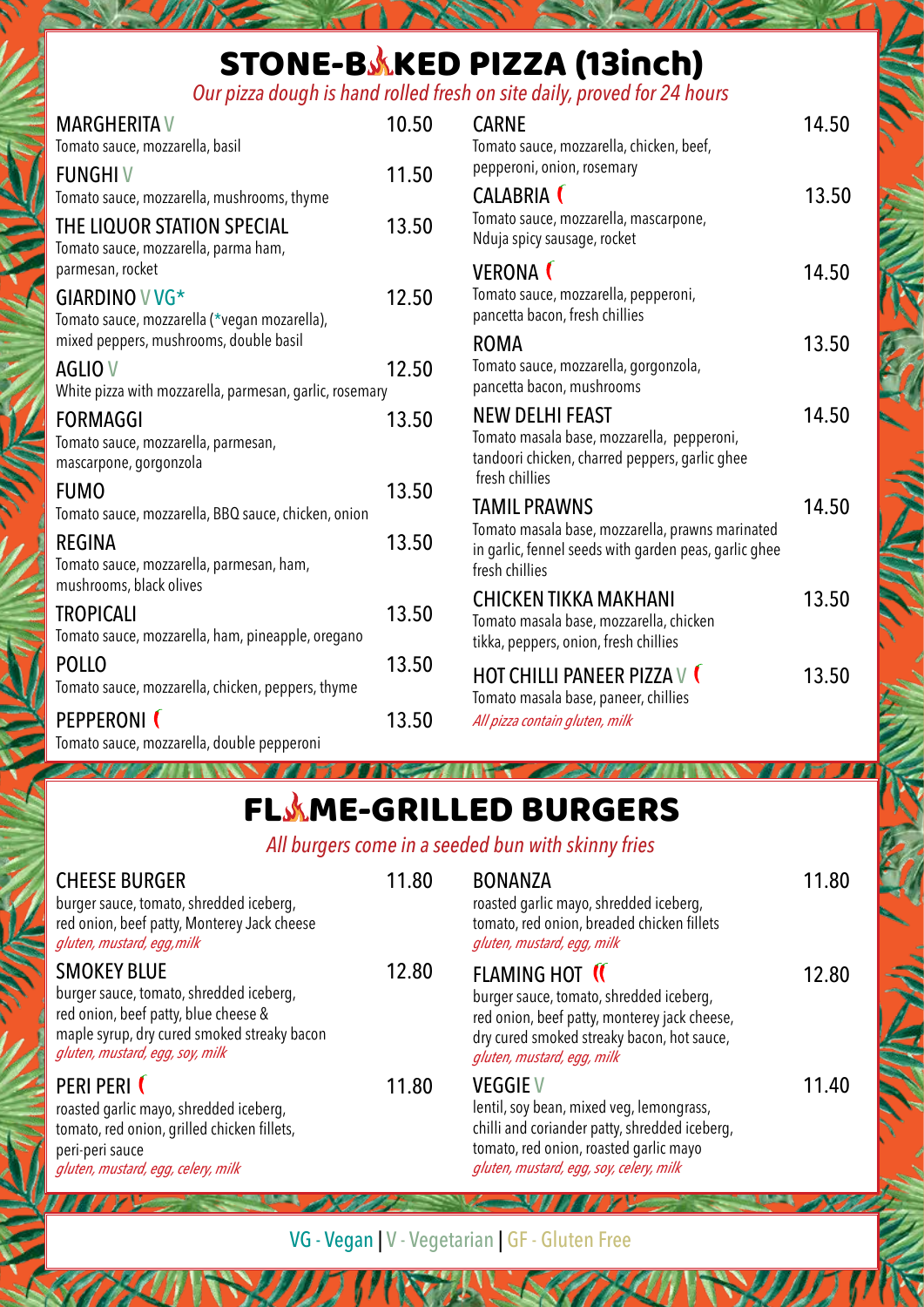# STONE-BAKED PIZZA (13inch)

*Our pizza dough is hand rolled fresh on site daily, proved for 24 hours*

**MARGHERITA** V — 10.50
Tomato sauce, mozzarella, basil

**FUNGHI** V — 11.50
Tomato sauce, mozzarella, mushrooms, thyme

**THE LIQUOR STATION SPECIAL** — 13.50
Tomato sauce, mozzarella, parma ham, parmesan, rocket

**GIARDINO** V VG* — 12.50
Tomato sauce, mozzarella (*vegan mozarella), mixed peppers, mushrooms, double basil

**AGLIO** V — 12.50
White pizza with mozzarella, parmesan, garlic, rosemary

**FORMAGGI** — 13.50
Tomato sauce, mozzarella, parmesan, mascarpone, gorgonzola

**FUMO** — 13.50
Tomato sauce, mozzarella, BBQ sauce, chicken, onion

**REGINA** — 13.50
Tomato sauce, mozzarella, parmesan, ham, mushrooms, black olives

**TROPICALI** — 13.50
Tomato sauce, mozzarella, ham, pineapple, oregano

**POLLO** — 13.50
Tomato sauce, mozzarella, chicken, peppers, thyme

**PEPPERONI** 🌶 — 13.50
Tomato sauce, mozzarella, double pepperoni

**CARNE** — 14.50
Tomato sauce, mozzarella, chicken, beef, pepperoni, onion, rosemary

**CALABRIA** 🌶 — 13.50
Tomato sauce, mozzarella, mascarpone, Nduja spicy sausage, rocket

**VERONA** 🌶 — 14.50
Tomato sauce, mozzarella, pepperoni, pancetta bacon, fresh chillies

**ROMA** — 13.50
Tomato sauce, mozzarella, gorgonzola, pancetta bacon, mushrooms

**NEW DELHI FEAST** — 14.50
Tomato masala base, mozzarella, pepperoni, tandoori chicken, charred peppers, garlic ghee fresh chillies

**TAMIL PRAWNS** — 14.50
Tomato masala base, mozzarella, prawns marinated in garlic, fennel seeds with garden peas, garlic ghee fresh chillies

**CHICKEN TIKKA MAKHANI** — 13.50
Tomato masala base, mozzarella, chicken tikka, peppers, onion, fresh chillies

**HOT CHILLI PANEER PIZZA** V 🌶 — 13.50
Tomato masala base, paneer, chillies

*All pizza contain gluten, milk*

# FLAME-GRILLED BURGERS

*All burgers come in a seeded bun with skinny fries*

**CHEESE BURGER** — 11.80
burger sauce, tomato, shredded iceberg, red onion, beef patty, Monterey Jack cheese
*gluten, mustard, egg,milk*

**SMOKEY BLUE** — 12.80
burger sauce, tomato, shredded iceberg, red onion, beef patty, blue cheese & maple syrup, dry cured smoked streaky bacon
*gluten, mustard, egg, soy, milk*

**PERI PERI** 🌶 — 11.80
roasted garlic mayo, shredded iceberg, tomato, red onion, grilled chicken fillets, peri-peri sauce
*gluten, mustard, egg, celery, milk*

**BONANZA** — 11.80
roasted garlic mayo, shredded iceberg, tomato, red onion, breaded chicken fillets
*gluten, mustard, egg, milk*

**FLAMING HOT** 🌶🌶 — 12.80
burger sauce, tomato, shredded iceberg, red onion, beef patty, monterey jack cheese, dry cured smoked streaky bacon, hot sauce,
*gluten, mustard, egg, milk*

**VEGGIE** V — 11.40
lentil, soy bean, mixed veg, lemongrass, chilli and coriander patty, shredded iceberg, tomato, red onion, roasted garlic mayo
*gluten, mustard, egg, soy, celery, milk*

VG - Vegan | V - Vegetarian | GF - Gluten Free